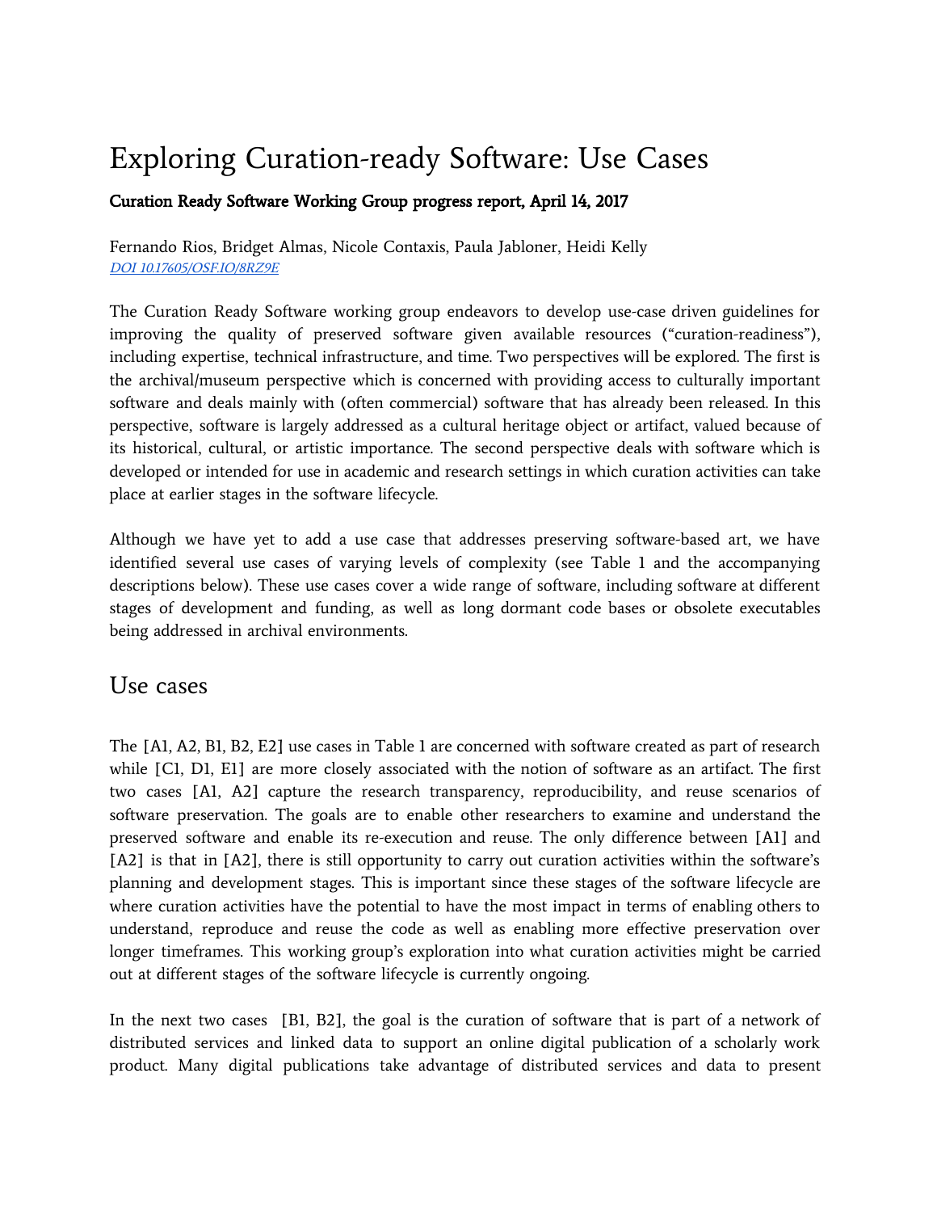# Exploring Curation-ready Software: Use Cases

**Curation Ready Software Working Group progress report, April 14, 2017**

Fernando Rios, Bridget Almas, Nicole Contaxis, Paula Jabloner, Heidi Kelly
*DOI 10.17605/OSF.IO/8RZ9E*

The Curation Ready Software working group endeavors to develop use-case driven guidelines for improving the quality of preserved software given available resources ("curation-readiness"), including expertise, technical infrastructure, and time. Two perspectives will be explored. The first is the archival/museum perspective which is concerned with providing access to culturally important software and deals mainly with (often commercial) software that has already been released. In this perspective, software is largely addressed as a cultural heritage object or artifact, valued because of its historical, cultural, or artistic importance. The second perspective deals with software which is developed or intended for use in academic and research settings in which curation activities can take place at earlier stages in the software lifecycle.

Although we have yet to add a use case that addresses preserving software-based art, we have identified several use cases of varying levels of complexity (see Table 1 and the accompanying descriptions below). These use cases cover a wide range of software, including software at different stages of development and funding, as well as long dormant code bases or obsolete executables being addressed in archival environments.

## Use cases

The [A1, A2, B1, B2, E2] use cases in Table 1 are concerned with software created as part of research while [C1, D1, E1] are more closely associated with the notion of software as an artifact. The first two cases [A1, A2] capture the research transparency, reproducibility, and reuse scenarios of software preservation. The goals are to enable other researchers to examine and understand the preserved software and enable its re-execution and reuse. The only difference between [A1] and [A2] is that in [A2], there is still opportunity to carry out curation activities within the software's planning and development stages. This is important since these stages of the software lifecycle are where curation activities have the potential to have the most impact in terms of enabling others to understand, reproduce and reuse the code as well as enabling more effective preservation over longer timeframes. This working group's exploration into what curation activities might be carried out at different stages of the software lifecycle is currently ongoing.

In the next two cases [B1, B2], the goal is the curation of software that is part of a network of distributed services and linked data to support an online digital publication of a scholarly work product. Many digital publications take advantage of distributed services and data to present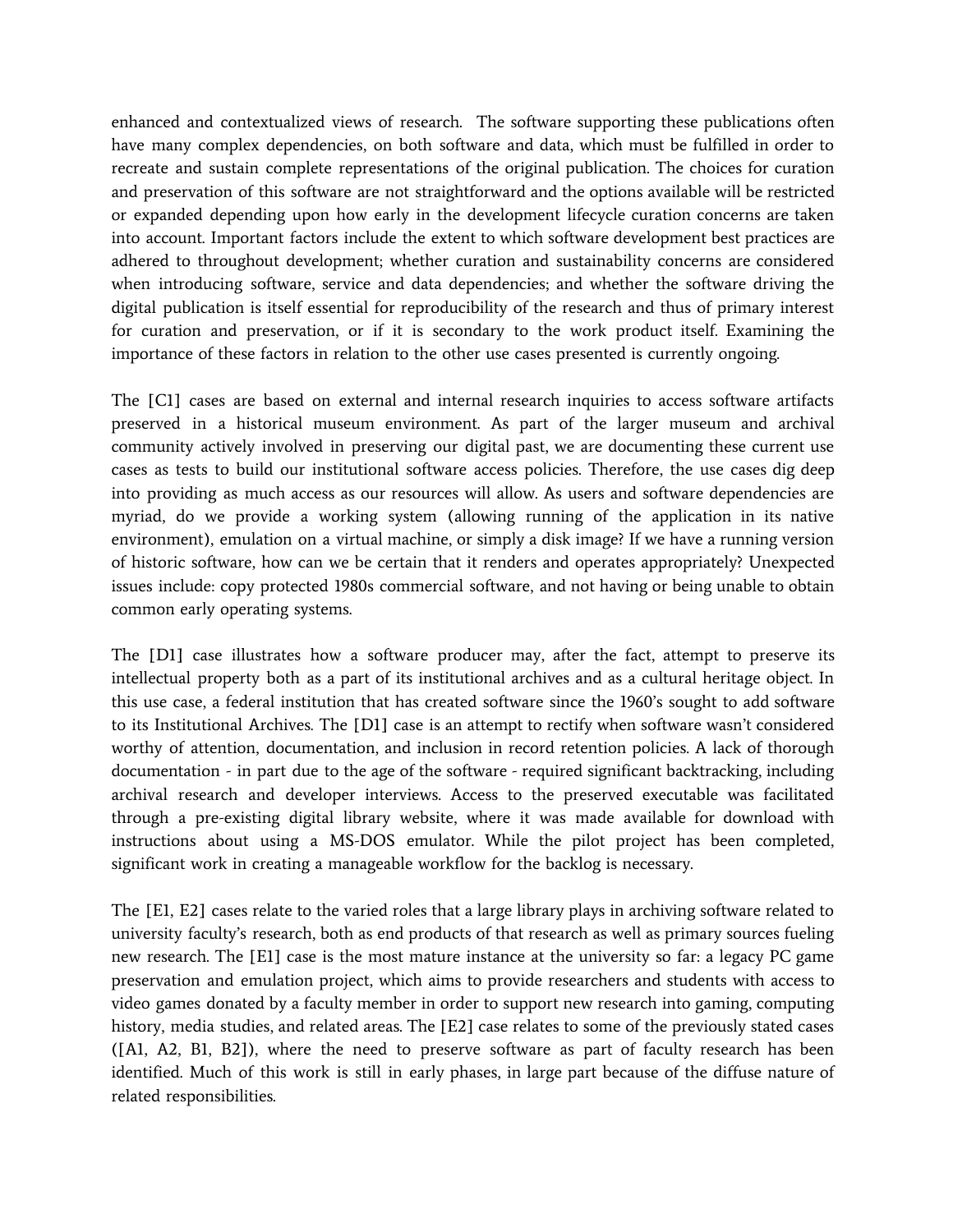enhanced and contextualized views of research. The software supporting these publications often have many complex dependencies, on both software and data, which must be fulfilled in order to recreate and sustain complete representations of the original publication. The choices for curation and preservation of this software are not straightforward and the options available will be restricted or expanded depending upon how early in the development lifecycle curation concerns are taken into account. Important factors include the extent to which software development best practices are adhered to throughout development; whether curation and sustainability concerns are considered when introducing software, service and data dependencies; and whether the software driving the digital publication is itself essential for reproducibility of the research and thus of primary interest for curation and preservation, or if it is secondary to the work product itself. Examining the importance of these factors in relation to the other use cases presented is currently ongoing.

The [C1] cases are based on external and internal research inquiries to access software artifacts preserved in a historical museum environment. As part of the larger museum and archival community actively involved in preserving our digital past, we are documenting these current use cases as tests to build our institutional software access policies. Therefore, the use cases dig deep into providing as much access as our resources will allow. As users and software dependencies are myriad, do we provide a working system (allowing running of the application in its native environment), emulation on a virtual machine, or simply a disk image? If we have a running version of historic software, how can we be certain that it renders and operates appropriately? Unexpected issues include: copy protected 1980s commercial software, and not having or being unable to obtain common early operating systems.

The [D1] case illustrates how a software producer may, after the fact, attempt to preserve its intellectual property both as a part of its institutional archives and as a cultural heritage object. In this use case, a federal institution that has created software since the 1960's sought to add software to its Institutional Archives. The [D1] case is an attempt to rectify when software wasn't considered worthy of attention, documentation, and inclusion in record retention policies. A lack of thorough documentation - in part due to the age of the software - required significant backtracking, including archival research and developer interviews. Access to the preserved executable was facilitated through a pre-existing digital library website, where it was made available for download with instructions about using a MS-DOS emulator. While the pilot project has been completed, significant work in creating a manageable workflow for the backlog is necessary.

The [E1, E2] cases relate to the varied roles that a large library plays in archiving software related to university faculty's research, both as end products of that research as well as primary sources fueling new research. The [E1] case is the most mature instance at the university so far: a legacy PC game preservation and emulation project, which aims to provide researchers and students with access to video games donated by a faculty member in order to support new research into gaming, computing history, media studies, and related areas. The [E2] case relates to some of the previously stated cases ([A1, A2, B1, B2]), where the need to preserve software as part of faculty research has been identified. Much of this work is still in early phases, in large part because of the diffuse nature of related responsibilities.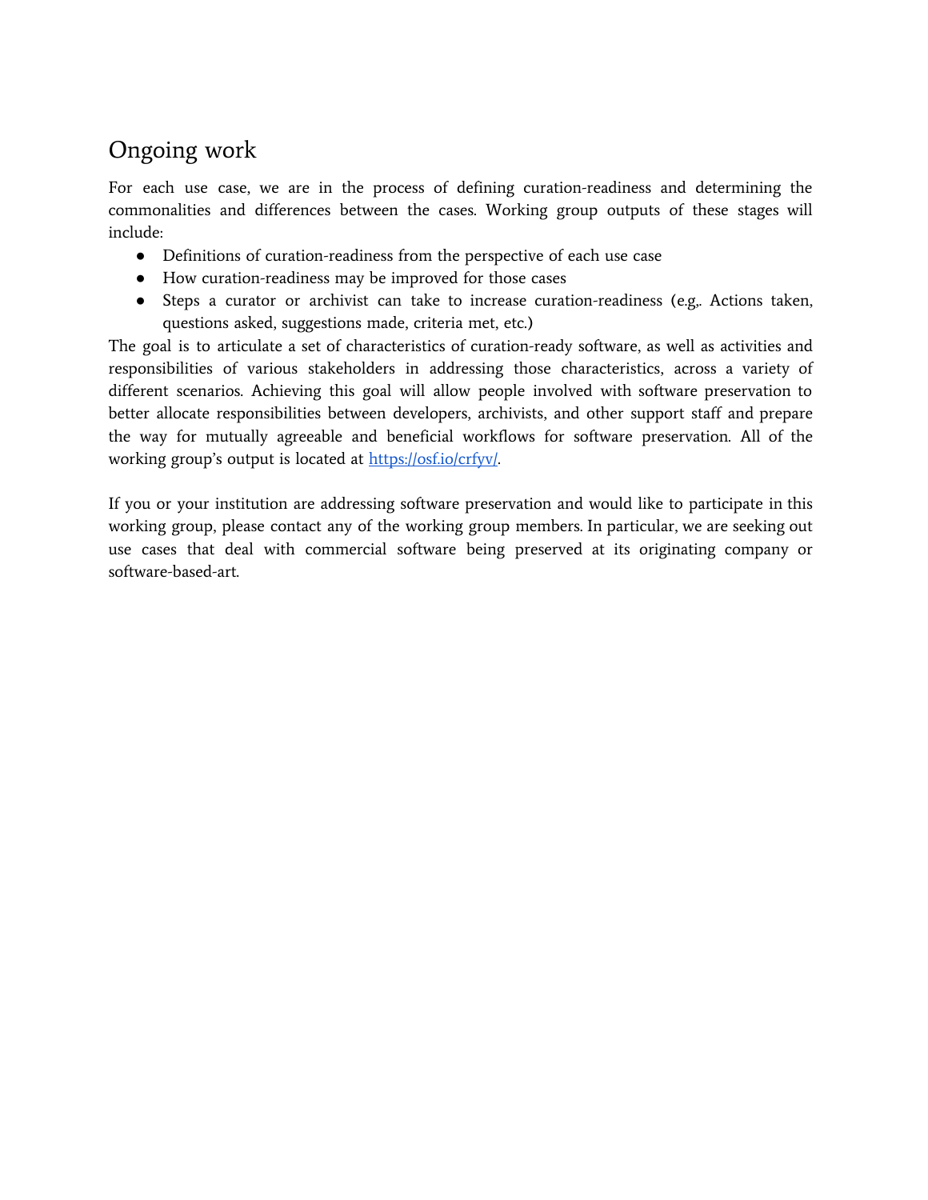## Ongoing work

For each use case, we are in the process of defining curation-readiness and determining the commonalities and differences between the cases. Working group outputs of these stages will include:

- Definitions of curation-readiness from the perspective of each use case
- How curation-readiness may be improved for those cases
- Steps a curator or archivist can take to increase curation-readiness (e.g,. Actions taken, questions asked, suggestions made, criteria met, etc.)

The goal is to articulate a set of characteristics of curation-ready software, as well as activities and responsibilities of various stakeholders in addressing those characteristics, across a variety of different scenarios. Achieving this goal will allow people involved with software preservation to better allocate responsibilities between developers, archivists, and other support staff and prepare the way for mutually agreeable and beneficial workflows for software preservation. All of the working group's output is located at [https://osf.io/crfyv/](https://osf.io/crfyv/).

If you or your institution are addressing software preservation and would like to participate in this working group, please contact any of the working group members. In particular, we are seeking out use cases that deal with commercial software being preserved at its originating company or software-based-art.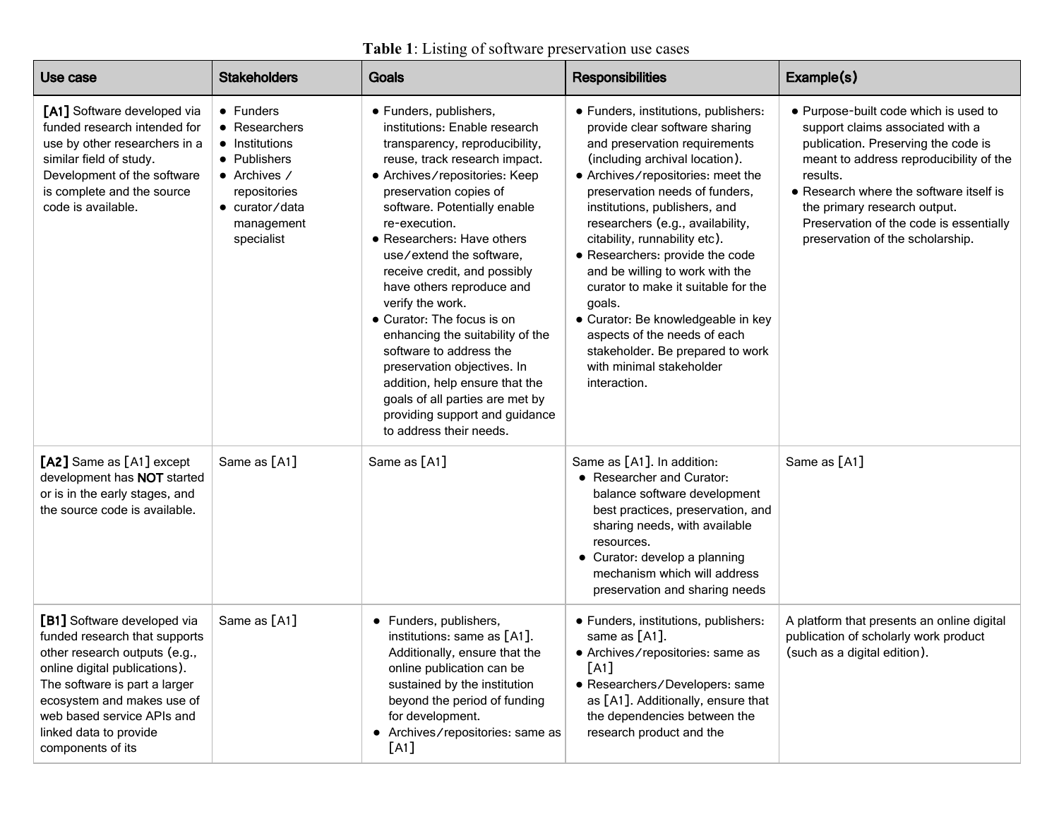**Table 1**: Listing of software preservation use cases

| Use case | Stakeholders | Goals | Responsibilities | Example(s) |
|---|---|---|---|---|
| **[A1]** Software developed via funded research intended for use by other researchers in a similar field of study. Development of the software is complete and the source code is available. | • Funders<br>• Researchers<br>• Institutions<br>• Publishers<br>• Archives / repositories<br>• curator/data management specialist | • Funders, publishers, institutions: Enable research transparency, reproducibility, reuse, track research impact.<br>• Archives/repositories: Keep preservation copies of software. Potentially enable re-execution.<br>• Researchers: Have others use/extend the software, receive credit, and possibly have others reproduce and verify the work.<br>• Curator: The focus is on enhancing the suitability of the software to address the preservation objectives. In addition, help ensure that the goals of all parties are met by providing support and guidance to address their needs. | • Funders, institutions, publishers: provide clear software sharing and preservation requirements (including archival location).<br>• Archives/repositories: meet the preservation needs of funders, institutions, publishers, and researchers (e.g., availability, citability, runnability etc).<br>• Researchers: provide the code and be willing to work with the curator to make it suitable for the goals.<br>• Curator: Be knowledgeable in key aspects of the needs of each stakeholder. Be prepared to work with minimal stakeholder interaction. | • Purpose-built code which is used to support claims associated with a publication. Preserving the code is meant to address reproducibility of the results.<br>• Research where the software itself is the primary research output. Preservation of the code is essentially preservation of the scholarship. |
| **[A2]** Same as [A1] except development has **NOT** started or is in the early stages, and the source code is available. | Same as [A1] | Same as [A1] | Same as [A1]. In addition:<br>• Researcher and Curator: balance software development best practices, preservation, and sharing needs, with available resources.<br>• Curator: develop a planning mechanism which will address preservation and sharing needs | Same as [A1] |
| **[B1]** Software developed via funded research that supports other research outputs (e.g., online digital publications). The software is part a larger ecosystem and makes use of web based service APIs and linked data to provide components of its | Same as [A1] | • Funders, publishers, institutions: same as [A1]. Additionally, ensure that the online publication can be sustained by the institution beyond the period of funding for development.<br>• Archives/repositories: same as [A1] | • Funders, institutions, publishers: same as [A1].<br>• Archives/repositories: same as [A1]<br>• Researchers/Developers: same as [A1]. Additionally, ensure that the dependencies between the research product and the | A platform that presents an online digital publication of scholarly work product (such as a digital edition). |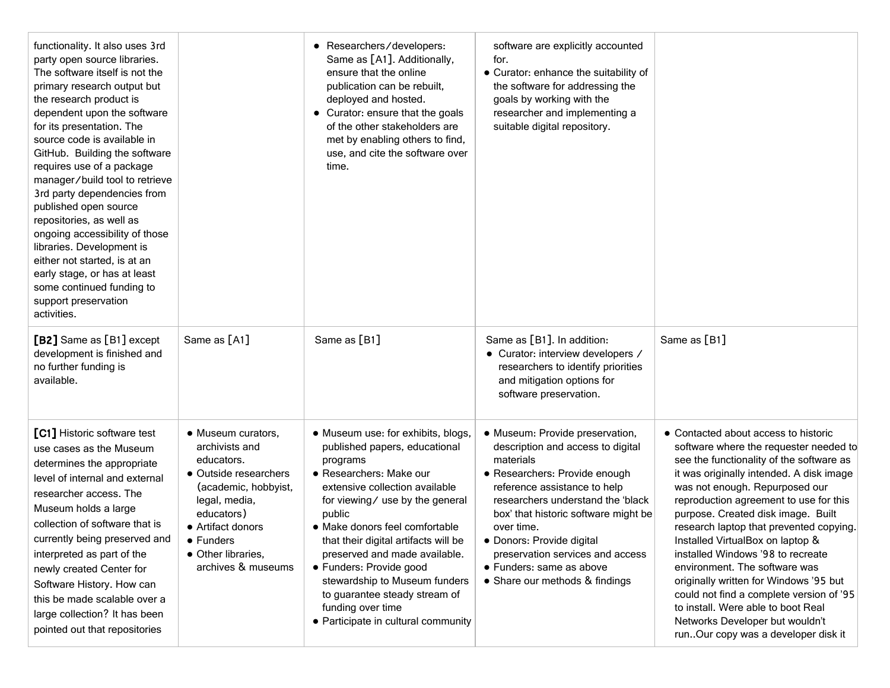| | | | | |
|---|---|---|---|---|
| functionality. It also uses 3rd party open source libraries. The software itself is not the primary research output but the research product is dependent upon the software for its presentation. The source code is available in GitHub. Building the software requires use of a package manager/build tool to retrieve 3rd party dependencies from published open source repositories, as well as ongoing accessibility of those libraries. Development is either not started, is at an early stage, or has at least some continued funding to support preservation activities. | | ● Researchers/developers: Same as [A1]. Additionally, ensure that the online publication can be rebuilt, deployed and hosted.<br>● Curator: ensure that the goals of the other stakeholders are met by enabling others to find, use, and cite the software over time. | software are explicitly accounted for.<br>● Curator: enhance the suitability of the software for addressing the goals by working with the researcher and implementing a suitable digital repository. | |
| **[B2]** Same as [B1] except development is finished and no further funding is available. | Same as [A1] | Same as [B1] | Same as [B1]. In addition:<br>● Curator: interview developers / researchers to identify priorities and mitigation options for software preservation. | Same as [B1] |
| **[C1]** Historic software test use cases as the Museum determines the appropriate level of internal and external researcher access. The Museum holds a large collection of software that is currently being preserved and interpreted as part of the newly created Center for Software History. How can this be made scalable over a large collection? It has been pointed out that repositories | ● Museum curators, archivists and educators.<br>● Outside researchers (academic, hobbyist, legal, media, educators)<br>● Artifact donors<br>● Funders<br>● Other libraries, archives & museums | ● Museum use: for exhibits, blogs, published papers, educational programs<br>● Researchers: Make our extensive collection available for viewing/ use by the general public<br>● Make donors feel comfortable that their digital artifacts will be preserved and made available.<br>● Funders: Provide good stewardship to Museum funders to guarantee steady stream of funding over time<br>● Participate in cultural community | ● Museum: Provide preservation, description and access to digital materials<br>● Researchers: Provide enough reference assistance to help researchers understand the 'black box' that historic software might be over time.<br>● Donors: Provide digital preservation services and access<br>● Funders: same as above<br>● Share our methods & findings | ● Contacted about access to historic software where the requester needed to see the functionality of the software as it was originally intended. A disk image was not enough. Repurposed our reproduction agreement to use for this purpose. Created disk image. Built research laptop that prevented copying. Installed VirtualBox on laptop & installed Windows '98 to recreate environment. The software was originally written for Windows '95 but could not find a complete version of '95 to install. Were able to boot Real Networks Developer but wouldn't run..Our copy was a developer disk it |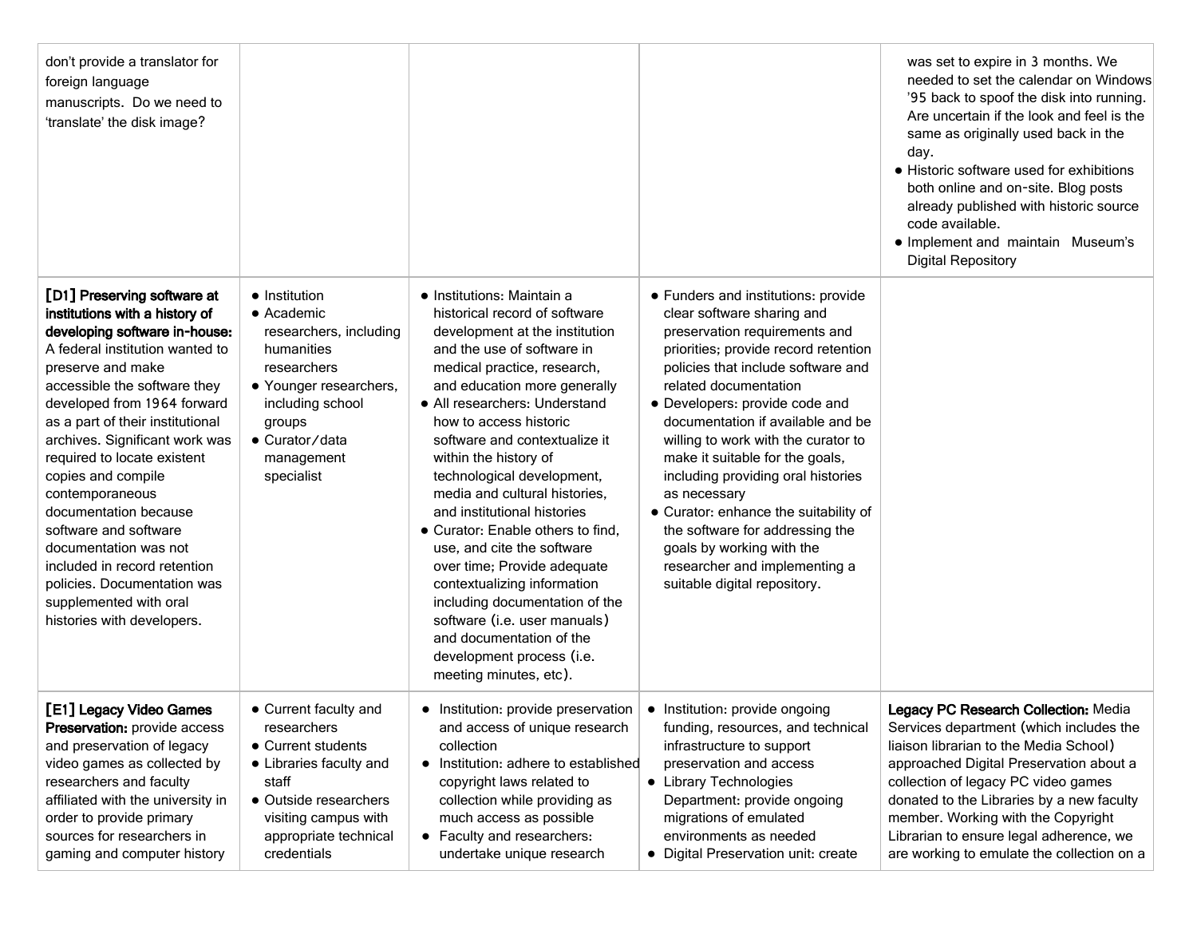| | | | | |
|---|---|---|---|---|
| don't provide a translator for foreign language manuscripts. Do we need to 'translate' the disk image? | | | | was set to expire in 3 months. We needed to set the calendar on Windows '95 back to spoof the disk into running. Are uncertain if the look and feel is the same as originally used back in the day.<br>● Historic software used for exhibitions both online and on-site. Blog posts already published with historic source code available.<br>● Implement and maintain Museum's Digital Repository |
| **[D1] Preserving software at institutions with a history of developing software in-house:** A federal institution wanted to preserve and make accessible the software they developed from 1964 forward as a part of their institutional archives. Significant work was required to locate existent copies and compile contemporaneous documentation because software and software documentation was not included in record retention policies. Documentation was supplemented with oral histories with developers. | ● Institution<br>● Academic researchers, including humanities researchers<br>● Younger researchers, including school groups<br>● Curator/data management specialist | ● Institutions: Maintain a historical record of software development at the institution and the use of software in medical practice, research, and education more generally<br>● All researchers: Understand how to access historic software and contextualize it within the history of technological development, media and cultural histories, and institutional histories<br>● Curator: Enable others to find, use, and cite the software over time; Provide adequate contextualizing information including documentation of the software (i.e. user manuals) and documentation of the development process (i.e. meeting minutes, etc). | ● Funders and institutions: provide clear software sharing and preservation requirements and priorities; provide record retention policies that include software and related documentation<br>● Developers: provide code and documentation if available and be willing to work with the curator to make it suitable for the goals, including providing oral histories as necessary<br>● Curator: enhance the suitability of the software for addressing the goals by working with the researcher and implementing a suitable digital repository. | |
| **[E1] Legacy Video Games Preservation:** provide access and preservation of legacy video games as collected by researchers and faculty affiliated with the university in order to provide primary sources for researchers in gaming and computer history | ● Current faculty and researchers<br>● Current students<br>● Libraries faculty and staff<br>● Outside researchers visiting campus with appropriate technical credentials | ● Institution: provide preservation and access of unique research collection<br>● Institution: adhere to established copyright laws related to collection while providing as much access as possible<br>● Faculty and researchers: undertake unique research | ● Institution: provide ongoing funding, resources, and technical infrastructure to support preservation and access<br>● Library Technologies Department: provide ongoing migrations of emulated environments as needed<br>● Digital Preservation unit: create | **Legacy PC Research Collection:** Media Services department (which includes the liaison librarian to the Media School) approached Digital Preservation about a collection of legacy PC video games donated to the Libraries by a new faculty member. Working with the Copyright Librarian to ensure legal adherence, we are working to emulate the collection on a |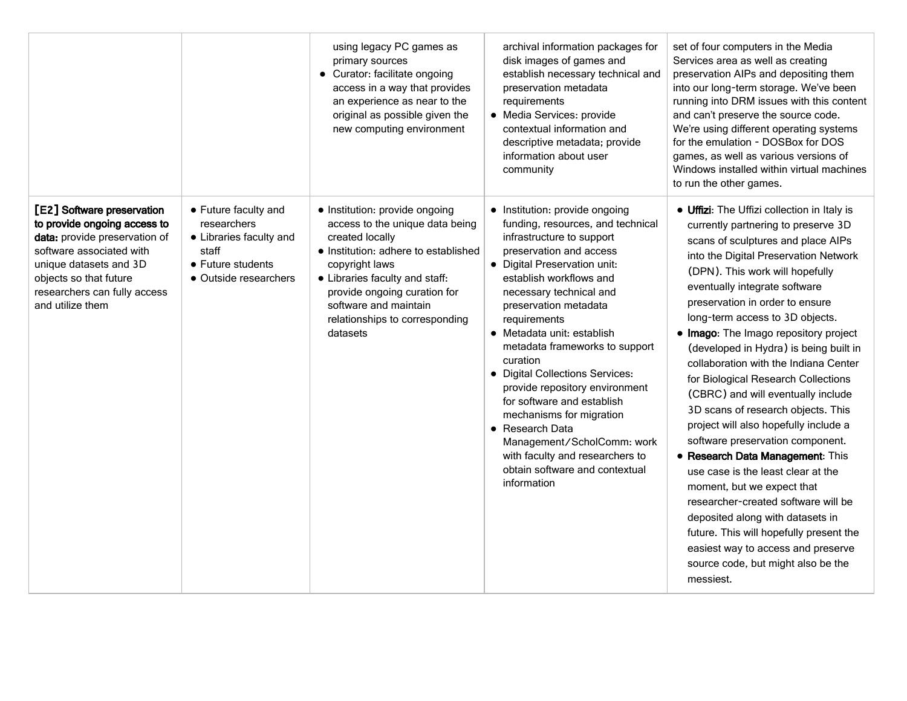| | | | | |
|---|---|---|---|---|
| | | using legacy PC games as primary sources<br>● Curator: facilitate ongoing access in a way that provides an experience as near to the original as possible given the new computing environment | archival information packages for disk images of games and establish necessary technical and preservation metadata requirements<br>● Media Services: provide contextual information and descriptive metadata; provide information about user community | set of four computers in the Media Services area as well as creating preservation AIPs and depositing them into our long-term storage. We've been running into DRM issues with this content and can't preserve the source code. We're using different operating systems for the emulation - DOSBox for DOS games, as well as various versions of Windows installed within virtual machines to run the other games. |
| **[E2] Software preservation to provide ongoing access to data:** provide preservation of software associated with unique datasets and 3D objects so that future researchers can fully access and utilize them | ● Future faculty and researchers<br>● Libraries faculty and staff<br>● Future students<br>● Outside researchers | ● Institution: provide ongoing access to the unique data being created locally<br>● Institution: adhere to established copyright laws<br>● Libraries faculty and staff: provide ongoing curation for software and maintain relationships to corresponding datasets | ● Institution: provide ongoing funding, resources, and technical infrastructure to support preservation and access<br>● Digital Preservation unit: establish workflows and necessary technical and preservation metadata requirements<br>● Metadata unit: establish metadata frameworks to support curation<br>● Digital Collections Services: provide repository environment for software and establish mechanisms for migration<br>● Research Data Management/ScholComm: work with faculty and researchers to obtain software and contextual information | ● **Uffizi**: The Uffizi collection in Italy is currently partnering to preserve 3D scans of sculptures and place AIPs into the Digital Preservation Network (DPN). This work will hopefully eventually integrate software preservation in order to ensure long-term access to 3D objects.<br>● **Imago**: The Imago repository project (developed in Hydra) is being built in collaboration with the Indiana Center for Biological Research Collections (CBRC) and will eventually include 3D scans of research objects. This project will also hopefully include a software preservation component.<br>● **Research Data Management**: This use case is the least clear at the moment, but we expect that researcher-created software will be deposited along with datasets in future. This will hopefully present the easiest way to access and preserve source code, but might also be the messiest. |